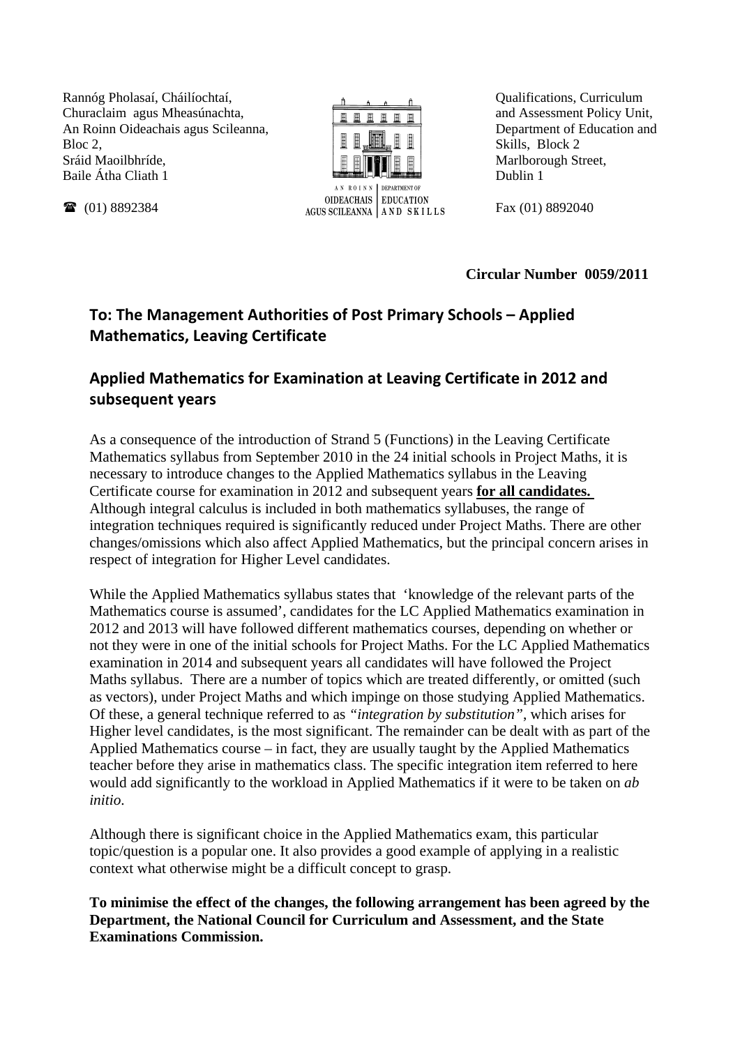Rannóg Pholasaí, Cháilíochtaí,
Churaclaim agus Mheasúnachta,
An Roinn Oideachais agus Scileanna,
Bloc 2,
Sráid Maoilbhríde,
Baile Átha Cliath 1

☎ (01) 8892384

AN ROINN OIDEACHAIS AGUS SCILEANNA | DEPARTMENT OF EDUCATION AND SKILLS

Qualifications, Curriculum
and Assessment Policy Unit,
Department of Education and
Skills, Block 2
Marlborough Street,
Dublin 1

Fax (01) 8892040

**Circular Number 0059/2011**

## To: The Management Authorities of Post Primary Schools – Applied Mathematics, Leaving Certificate

## Applied Mathematics for Examination at Leaving Certificate in 2012 and subsequent years

As a consequence of the introduction of Strand 5 (Functions) in the Leaving Certificate Mathematics syllabus from September 2010 in the 24 initial schools in Project Maths, it is necessary to introduce changes to the Applied Mathematics syllabus in the Leaving Certificate course for examination in 2012 and subsequent years **for all candidates.** Although integral calculus is included in both mathematics syllabuses, the range of integration techniques required is significantly reduced under Project Maths. There are other changes/omissions which also affect Applied Mathematics, but the principal concern arises in respect of integration for Higher Level candidates.

While the Applied Mathematics syllabus states that 'knowledge of the relevant parts of the Mathematics course is assumed', candidates for the LC Applied Mathematics examination in 2012 and 2013 will have followed different mathematics courses, depending on whether or not they were in one of the initial schools for Project Maths. For the LC Applied Mathematics examination in 2014 and subsequent years all candidates will have followed the Project Maths syllabus. There are a number of topics which are treated differently, or omitted (such as vectors), under Project Maths and which impinge on those studying Applied Mathematics. Of these, a general technique referred to as *"integration by substitution"*, which arises for Higher level candidates, is the most significant. The remainder can be dealt with as part of the Applied Mathematics course – in fact, they are usually taught by the Applied Mathematics teacher before they arise in mathematics class. The specific integration item referred to here would add significantly to the workload in Applied Mathematics if it were to be taken on *ab initio*.

Although there is significant choice in the Applied Mathematics exam, this particular topic/question is a popular one. It also provides a good example of applying in a realistic context what otherwise might be a difficult concept to grasp.

**To minimise the effect of the changes, the following arrangement has been agreed by the Department, the National Council for Curriculum and Assessment, and the State Examinations Commission.**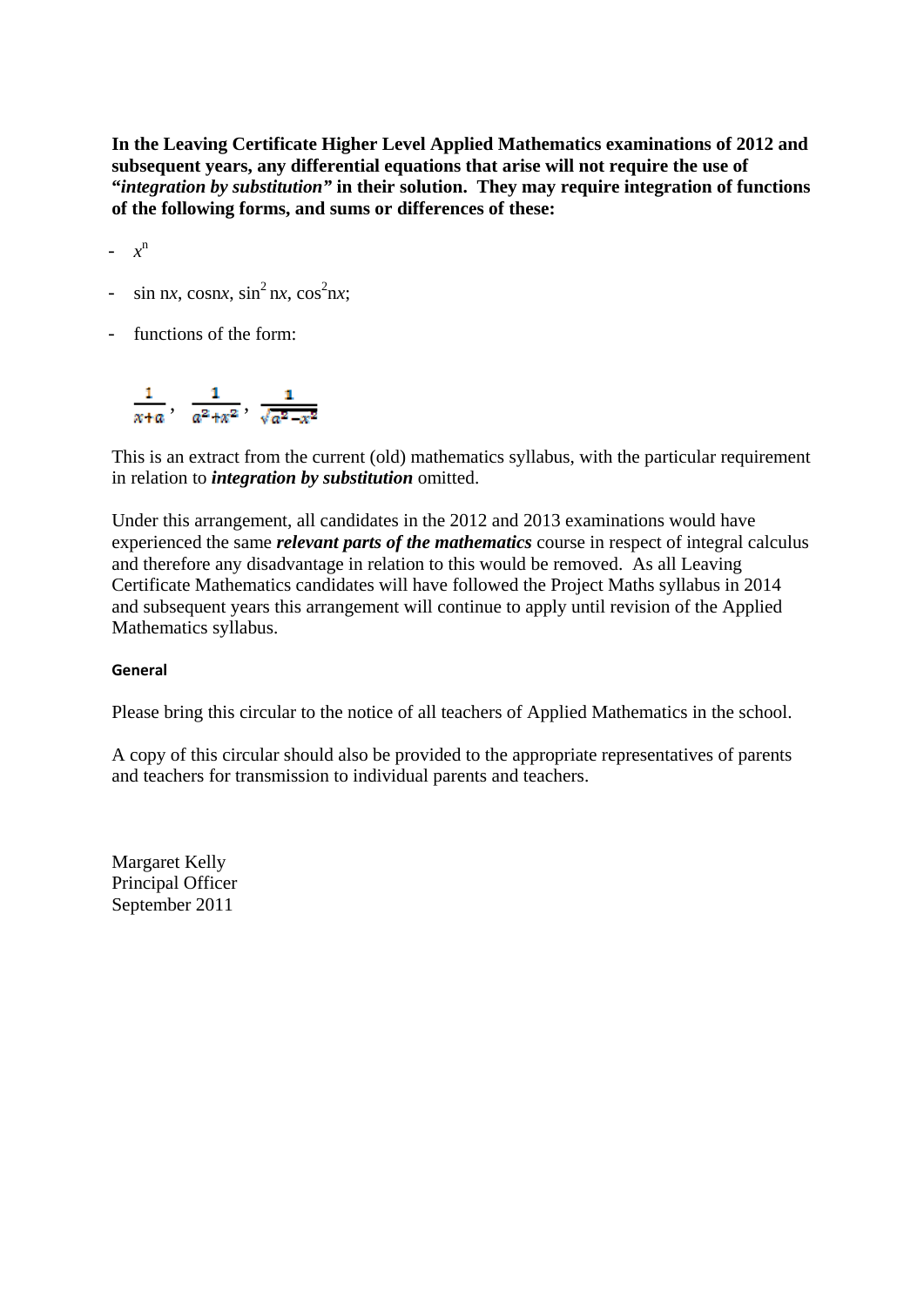**In the Leaving Certificate Higher Level Applied Mathematics examinations of 2012 and subsequent years, any differential equations that arise will not require the use of "*integration by substitution*" in their solution. They may require integration of functions of the following forms, and sums or differences of these:**

- $x^n$
- $\sin nx$, $\cos nx$, $\sin^2 nx$, $\cos^2 nx$;
- functions of the form:

$$\frac{1}{x+a},\ \frac{1}{a^2+x^2},\ \frac{1}{\sqrt{a^2-x^2}}$$

This is an extract from the current (old) mathematics syllabus, with the particular requirement in relation to ***integration by substitution*** omitted.

Under this arrangement, all candidates in the 2012 and 2013 examinations would have experienced the same ***relevant parts of the mathematics*** course in respect of integral calculus and therefore any disadvantage in relation to this would be removed. As all Leaving Certificate Mathematics candidates will have followed the Project Maths syllabus in 2014 and subsequent years this arrangement will continue to apply until revision of the Applied Mathematics syllabus.

**General**

Please bring this circular to the notice of all teachers of Applied Mathematics in the school.

A copy of this circular should also be provided to the appropriate representatives of parents and teachers for transmission to individual parents and teachers.

Margaret Kelly
Principal Officer
September 2011